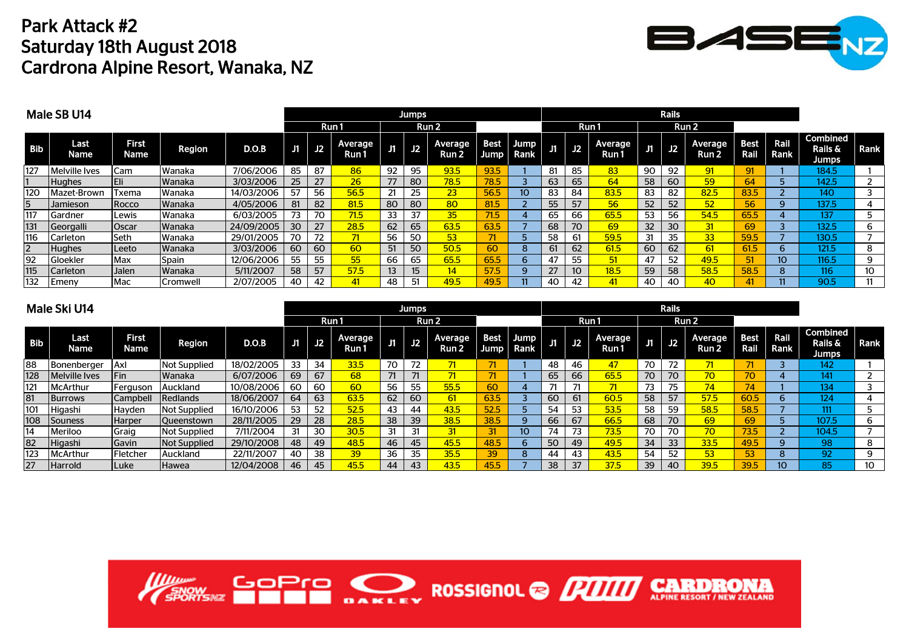# Park Attack #2
# Saturday 18th August 2018
# Cardrona Alpine Resort, Wanaka, NZ

## Male SB U14

| | | | | | Jumps | | | | | | | | | Rails | | | | | | | | | |
|---|---|---|---|---|---|---|---|---|---|---|---|---|---|---|---|---|---|---|---|---|---|---|---|
| | | | | | Run 1 | | | Run 2 | | | | | | Run 1 | | | Run 2 | | | | | | |
| Bib | Last Name | First Name | Region | D.O.B | J1 | J2 | Average Run 1 | J1 | J2 | Average Run 2 | Best Jump | Jump Rank | J1 | J2 | Average Run 1 | J1 | J2 | Average Run 2 | Best Rail | Rail Rank | Combined Rails & Jumps | Rank |
| 127 | Melville Ives | Cam | Wanaka | 7/06/2006 | 85 | 87 | 86 | 92 | 95 | 93.5 | 93.5 | 1 | 81 | 85 | 83 | 90 | 92 | 91 | 91 | 1 | 184.5 | 1 |
| 1 | Hughes | Eli | Wanaka | 3/03/2006 | 25 | 27 | 26 | 77 | 80 | 78.5 | 78.5 | 3 | 63 | 65 | 64 | 58 | 60 | 59 | 64 | 5 | 142.5 | 2 |
| 120 | Mazet-Brown | Txema | Wanaka | 14/03/2006 | 57 | 56 | 56.5 | 21 | 25 | 23 | 56.5 | 10 | 83 | 84 | 83.5 | 83 | 82 | 82.5 | 83.5 | 2 | 140 | 3 |
| 5 | Jamieson | Rocco | Wanaka | 4/05/2006 | 81 | 82 | 81.5 | 80 | 80 | 80 | 81.5 | 2 | 55 | 57 | 56 | 52 | 52 | 52 | 56 | 9 | 137.5 | 4 |
| 117 | Gardner | Lewis | Wanaka | 6/03/2005 | 73 | 70 | 71.5 | 33 | 37 | 35 | 71.5 | 4 | 65 | 66 | 65.5 | 53 | 56 | 54.5 | 65.5 | 4 | 137 | 5 |
| 131 | Georgalli | Oscar | Wanaka | 24/09/2005 | 30 | 27 | 28.5 | 62 | 65 | 63.5 | 63.5 | 7 | 68 | 70 | 69 | 32 | 30 | 31 | 69 | 3 | 132.5 | 6 |
| 116 | Carleton | Seth | Wanaka | 29/01/2005 | 70 | 72 | 71 | 56 | 50 | 53 | 71 | 5 | 58 | 61 | 59.5 | 31 | 35 | 33 | 59.5 | 7 | 130.5 | 7 |
| 2 | Hughes | Leeto | Wanaka | 3/03/2006 | 60 | 60 | 60 | 51 | 50 | 50.5 | 60 | 8 | 61 | 62 | 61.5 | 60 | 62 | 61 | 61.5 | 6 | 121.5 | 8 |
| 92 | Gloekler | Max | Spain | 12/06/2006 | 55 | 55 | 55 | 66 | 65 | 65.5 | 65.5 | 6 | 47 | 55 | 51 | 47 | 52 | 49.5 | 51 | 10 | 116.5 | 9 |
| 115 | Carleton | Jalen | Wanaka | 5/11/2007 | 58 | 57 | 57.5 | 13 | 15 | 14 | 57.5 | 9 | 27 | 10 | 18.5 | 59 | 58 | 58.5 | 58.5 | 8 | 116 | 10 |
| 132 | Emeny | Mac | Cromwell | 2/07/2005 | 40 | 42 | 41 | 48 | 51 | 49.5 | 49.5 | 11 | 40 | 42 | 41 | 40 | 40 | 40 | 41 | 11 | 90.5 | 11 |

## Male Ski U14

| | | | | | Jumps | | | | | | | | | Rails | | | | | | | | | |
|---|---|---|---|---|---|---|---|---|---|---|---|---|---|---|---|---|---|---|---|---|---|---|---|
| | | | | | Run 1 | | | Run 2 | | | | | | Run 1 | | | Run 2 | | | | | | |
| Bib | Last Name | First Name | Region | D.O.B | J1 | J2 | Average Run 1 | J1 | J2 | Average Run 2 | Best Jump | Jump Rank | J1 | J2 | Average Run 1 | J1 | J2 | Average Run 2 | Best Rail | Rail Rank | Combined Rails & Jumps | Rank |
| 88 | Bonenberger | Axl | Not Supplied | 18/02/2005 | 33 | 34 | 33.5 | 70 | 72 | 71 | 71 | 1 | 48 | 46 | 47 | 70 | 72 | 71 | 71 | 3 | 142 | 1 |
| 128 | Melville Ives | Fin | Wanaka | 6/07/2006 | 69 | 67 | 68 | 71 | 71 | 71 | 71 | 1 | 65 | 66 | 65.5 | 70 | 70 | 70 | 70 | 4 | 141 | 2 |
| 121 | McArthur | Ferguson | Auckland | 10/08/2006 | 60 | 60 | 60 | 56 | 55 | 55.5 | 60 | 4 | 71 | 71 | 71 | 73 | 75 | 74 | 74 | 1 | 134 | 3 |
| 81 | Burrows | Campbell | Redlands | 18/06/2007 | 64 | 63 | 63.5 | 62 | 60 | 61 | 63.5 | 3 | 60 | 61 | 60.5 | 58 | 57 | 57.5 | 60.5 | 6 | 124 | 4 |
| 101 | Higashi | Hayden | Not Supplied | 16/10/2006 | 53 | 52 | 52.5 | 43 | 44 | 43.5 | 52.5 | 5 | 54 | 53 | 53.5 | 58 | 59 | 58.5 | 58.5 | 7 | 111 | 5 |
| 108 | Souness | Harper | Queenstown | 28/11/2005 | 29 | 28 | 28.5 | 38 | 39 | 38.5 | 38.5 | 9 | 66 | 67 | 66.5 | 68 | 70 | 69 | 69 | 5 | 107.5 | 6 |
| 14 | Meriloo | Graig | Not Supplied | 7/11/2004 | 31 | 30 | 30.5 | 31 | 31 | 31 | 31 | 10 | 74 | 73 | 73.5 | 70 | 70 | 70 | 73.5 | 2 | 104.5 | 7 |
| 82 | Higashi | Gavin | Not Supplied | 29/10/2008 | 48 | 49 | 48.5 | 46 | 45 | 45.5 | 48.5 | 6 | 50 | 49 | 49.5 | 34 | 33 | 33.5 | 49.5 | 9 | 98 | 8 |
| 123 | McArthur | Fletcher | Auckland | 22/11/2007 | 40 | 38 | 39 | 36 | 35 | 35.5 | 39 | 8 | 44 | 43 | 43.5 | 54 | 52 | 53 | 53 | 8 | 92 | 9 |
| 27 | Harrold | Luke | Hawea | 12/04/2008 | 46 | 45 | 45.5 | 44 | 43 | 43.5 | 45.5 | 7 | 38 | 37 | 37.5 | 39 | 40 | 39.5 | 39.5 | 10 | 85 | 10 |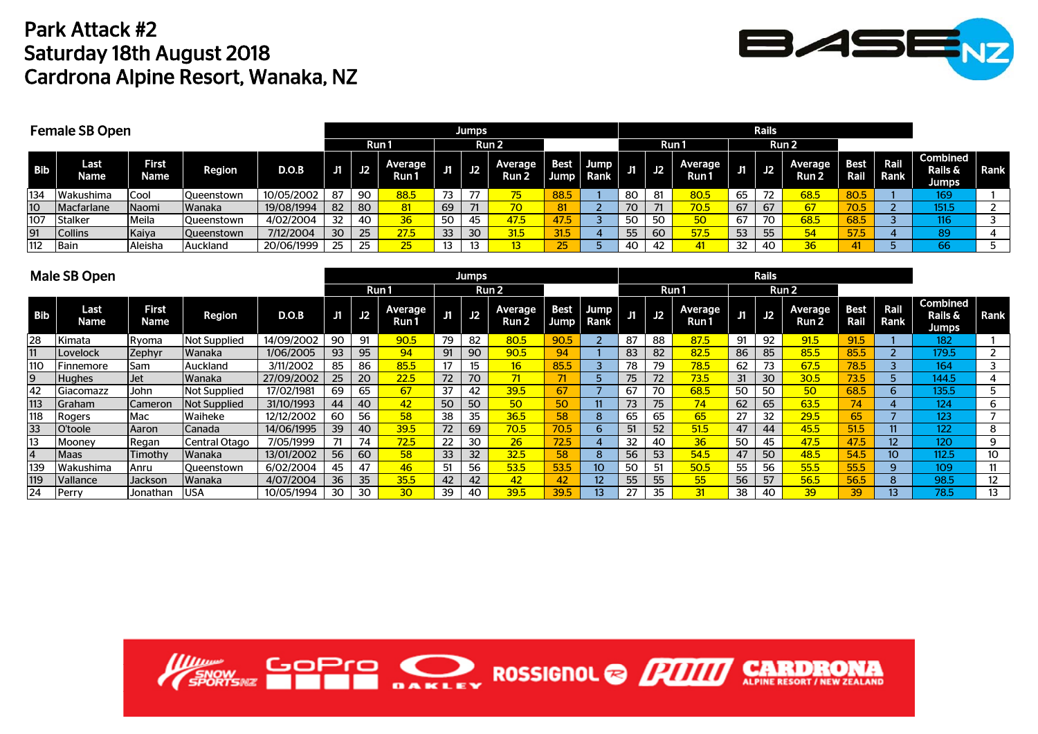# Park Attack #2
## Saturday 18th August 2018
## Cardrona Alpine Resort, Wanaka, NZ

### Female SB Open

| | | | | | Jumps | | | | | | | | | Rails | | | | | | | | | | |
|---|---|---|---|---|---|---|---|---|---|---|---|---|---|---|---|---|---|---|---|---|---|---|---|---|
| | | | | | Run 1 | | | Run 2 | | | | | Run 1 | | | Run 2 | | | | | | |
| Bib | Last Name | First Name | Region | D.O.B | J1 | J2 | Average Run 1 | J1 | J2 | Average Run 2 | Best Jump | Jump Rank | J1 | J2 | Average Run 1 | J1 | J2 | Average Run 2 | Best Rail | Rail Rank | Combined Rails & Jumps | Rank |
| 134 | Wakushima | Cool | Queenstown | 10/05/2002 | 87 | 90 | 88.5 | 73 | 77 | 75 | 88.5 | 1 | 80 | 81 | 80.5 | 65 | 72 | 68.5 | 80.5 | 1 | 169 | 1 |
| 10 | Macfarlane | Naomi | Wanaka | 19/08/1994 | 82 | 80 | 81 | 69 | 71 | 70 | 81 | 2 | 70 | 71 | 70.5 | 67 | 67 | 67 | 70.5 | 2 | 151.5 | 2 |
| 107 | Stalker | Meila | Queenstown | 4/02/2004 | 32 | 40 | 36 | 50 | 45 | 47.5 | 47.5 | 3 | 50 | 50 | 50 | 67 | 70 | 68.5 | 68.5 | 3 | 116 | 3 |
| 91 | Collins | Kaiya | Queenstown | 7/12/2004 | 30 | 25 | 27.5 | 33 | 30 | 31.5 | 31.5 | 4 | 55 | 60 | 57.5 | 53 | 55 | 54 | 57.5 | 4 | 89 | 4 |
| 112 | Bain | Aleisha | Auckland | 20/06/1999 | 25 | 25 | 25 | 13 | 13 | 13 | 25 | 5 | 40 | 42 | 41 | 32 | 40 | 36 | 41 | 5 | 66 | 5 |

### Male SB Open

| | | | | | Jumps | | | | | | | | | Rails | | | | | | | | | | |
|---|---|---|---|---|---|---|---|---|---|---|---|---|---|---|---|---|---|---|---|---|---|---|---|---|
| | | | | | Run 1 | | | Run 2 | | | | | Run 1 | | | Run 2 | | | | | | |
| Bib | Last Name | First Name | Region | D.O.B | J1 | J2 | Average Run 1 | J1 | J2 | Average Run 2 | Best Jump | Jump Rank | J1 | J2 | Average Run 1 | J1 | J2 | Average Run 2 | Best Rail | Rail Rank | Combined Rails & Jumps | Rank |
| 28 | Kimata | Ryoma | Not Supplied | 14/09/2002 | 90 | 91 | 90.5 | 79 | 82 | 80.5 | 90.5 | 2 | 87 | 88 | 87.5 | 91 | 92 | 91.5 | 91.5 | 1 | 182 | 1 |
| 11 | Lovelock | Zephyr | Wanaka | 1/06/2005 | 93 | 95 | 94 | 91 | 90 | 90.5 | 94 | 1 | 83 | 82 | 82.5 | 86 | 85 | 85.5 | 85.5 | 2 | 179.5 | 2 |
| 110 | Finnemore | Sam | Auckland | 3/11/2002 | 85 | 86 | 85.5 | 17 | 15 | 16 | 85.5 | 3 | 78 | 79 | 78.5 | 62 | 73 | 67.5 | 78.5 | 3 | 164 | 3 |
| 9 | Hughes | Jet | Wanaka | 27/09/2002 | 25 | 20 | 22.5 | 72 | 70 | 71 | 71 | 5 | 75 | 72 | 73.5 | 31 | 30 | 30.5 | 73.5 | 5 | 144.5 | 4 |
| 42 | Giacomazz | John | Not Supplied | 17/02/1981 | 69 | 65 | 67 | 37 | 42 | 39.5 | 67 | 7 | 67 | 70 | 68.5 | 50 | 50 | 50 | 68.5 | 6 | 135.5 | 5 |
| 113 | Graham | Cameron | Not Supplied | 31/10/1993 | 44 | 40 | 42 | 50 | 50 | 50 | 50 | 11 | 73 | 75 | 74 | 62 | 65 | 63.5 | 74 | 4 | 124 | 6 |
| 118 | Rogers | Mac | Waiheke | 12/12/2002 | 60 | 56 | 58 | 38 | 35 | 36.5 | 58 | 8 | 65 | 65 | 65 | 27 | 32 | 29.5 | 65 | 7 | 123 | 7 |
| 33 | O'toole | Aaron | Canada | 14/06/1995 | 39 | 40 | 39.5 | 72 | 69 | 70.5 | 70.5 | 6 | 51 | 52 | 51.5 | 47 | 44 | 45.5 | 51.5 | 11 | 122 | 8 |
| 13 | Mooney | Regan | Central Otago | 7/05/1999 | 71 | 74 | 72.5 | 22 | 30 | 26 | 72.5 | 4 | 32 | 40 | 36 | 50 | 45 | 47.5 | 47.5 | 12 | 120 | 9 |
| 4 | Maas | Timothy | Wanaka | 13/01/2002 | 56 | 60 | 58 | 33 | 32 | 32.5 | 58 | 8 | 56 | 53 | 54.5 | 47 | 50 | 48.5 | 54.5 | 10 | 112.5 | 10 |
| 139 | Wakushima | Anru | Queenstown | 6/02/2004 | 45 | 47 | 46 | 51 | 56 | 53.5 | 53.5 | 10 | 50 | 51 | 50.5 | 55 | 56 | 55.5 | 55.5 | 9 | 109 | 11 |
| 119 | Vallance | Jackson | Wanaka | 4/07/2004 | 36 | 35 | 35.5 | 42 | 42 | 42 | 42 | 12 | 55 | 55 | 55 | 56 | 57 | 56.5 | 56.5 | 8 | 98.5 | 12 |
| 24 | Perry | Jonathan | USA | 10/05/1994 | 30 | 30 | 30 | 39 | 40 | 39.5 | 39.5 | 13 | 27 | 35 | 31 | 38 | 40 | 39 | 39 | 13 | 78.5 | 13 |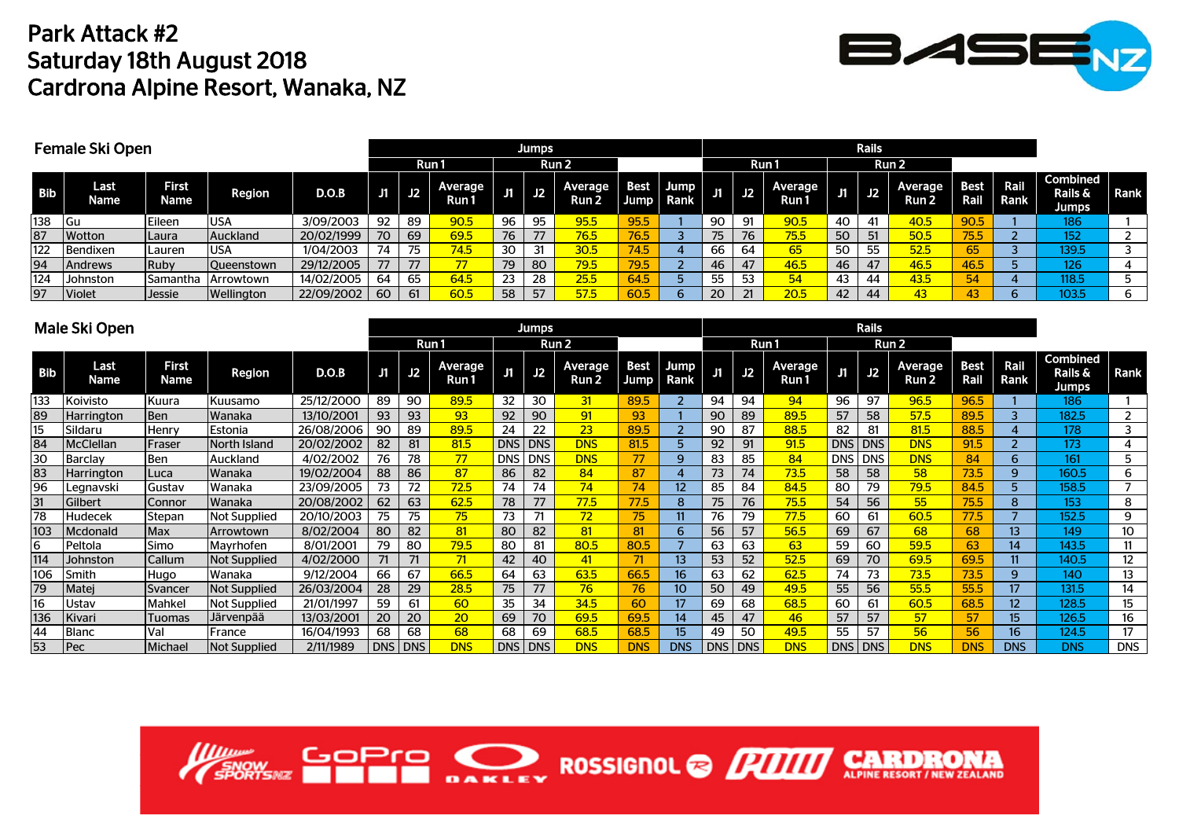# Park Attack #2
## Saturday 18th August 2018
## Cardrona Alpine Resort, Wanaka, NZ

### Female Ski Open

| | | | | | Jumps | | | | | | | | | Rails | | | | | | | | | |
|---|---|---|---|---|---|---|---|---|---|---|---|---|---|---|---|---|---|---|---|---|---|---|---|
| | | | | | Run 1 | | | Run 2 | | | | | | Run 1 | | | Run 2 | | | | | | |
| Bib | Last Name | First Name | Region | D.O.B | J1 | J2 | Average Run 1 | J1 | J2 | Average Run 2 | Best Jump | Jump Rank | | J1 | J2 | Average Run 1 | J1 | J2 | Average Run 2 | Best Rail | Rail Rank | Combined Rails & Jumps | Rank |
| 138 | Gu | Eileen | USA | 3/09/2003 | 92 | 89 | 90.5 | 96 | 95 | 95.5 | 95.5 | 1 | | 90 | 91 | 90.5 | 40 | 41 | 40.5 | 90.5 | 1 | 186 | 1 |
| 87 | Wotton | Laura | Auckland | 20/02/1999 | 70 | 69 | 69.5 | 76 | 77 | 76.5 | 76.5 | 3 | | 75 | 76 | 75.5 | 50 | 51 | 50.5 | 75.5 | 2 | 152 | 2 |
| 122 | Bendixen | Lauren | USA | 1/04/2003 | 74 | 75 | 74.5 | 30 | 31 | 30.5 | 74.5 | 4 | | 66 | 64 | 65 | 50 | 55 | 52.5 | 65 | 3 | 139.5 | 3 |
| 94 | Andrews | Ruby | Queenstown | 29/12/2005 | 77 | 77 | 77 | 79 | 80 | 79.5 | 79.5 | 2 | | 46 | 47 | 46.5 | 46 | 47 | 46.5 | 46.5 | 5 | 126 | 4 |
| 124 | Johnston | Samantha | Arrowtown | 14/02/2005 | 64 | 65 | 64.5 | 23 | 28 | 25.5 | 64.5 | 5 | | 55 | 53 | 54 | 43 | 44 | 43.5 | 54 | 4 | 118.5 | 5 |
| 97 | Violet | Jessie | Wellington | 22/09/2002 | 60 | 61 | 60.5 | 58 | 57 | 57.5 | 60.5 | 6 | | 20 | 21 | 20.5 | 42 | 44 | 43 | 43 | 6 | 103.5 | 6 |

### Male Ski Open

| | | | | | Jumps | | | | | | | | | Rails | | | | | | | | | |
|---|---|---|---|---|---|---|---|---|---|---|---|---|---|---|---|---|---|---|---|---|---|---|---|
| | | | | | Run 1 | | | Run 2 | | | | | | Run 1 | | | Run 2 | | | | | | |
| Bib | Last Name | First Name | Region | D.O.B | J1 | J2 | Average Run 1 | J1 | J2 | Average Run 2 | Best Jump | Jump Rank | | J1 | J2 | Average Run 1 | J1 | J2 | Average Run 2 | Best Rail | Rail Rank | Combined Rails & Jumps | Rank |
| 133 | Koivisto | Kuura | Kuusamo | 25/12/2000 | 89 | 90 | 89.5 | 32 | 30 | 31 | 89.5 | 2 | | 94 | 94 | 94 | 96 | 97 | 96.5 | 96.5 | 1 | 186 | 1 |
| 89 | Harrington | Ben | Wanaka | 13/10/2001 | 93 | 93 | 93 | 92 | 90 | 91 | 93 | 1 | | 90 | 89 | 89.5 | 57 | 58 | 57.5 | 89.5 | 3 | 182.5 | 2 |
| 15 | Sildaru | Henry | Estonia | 26/08/2006 | 90 | 89 | 89.5 | 24 | 22 | 23 | 89.5 | 2 | | 90 | 87 | 88.5 | 82 | 81 | 81.5 | 88.5 | 4 | 178 | 3 |
| 84 | McClellan | Fraser | North Island | 20/02/2002 | 82 | 81 | 81.5 | DNS | DNS | DNS | 81.5 | 5 | | 92 | 91 | 91.5 | DNS | DNS | DNS | 91.5 | 2 | 173 | 4 |
| 30 | Barclay | Ben | Auckland | 4/02/2002 | 76 | 78 | 77 | DNS | DNS | DNS | 77 | 9 | | 83 | 85 | 84 | DNS | DNS | DNS | 84 | 6 | 161 | 5 |
| 83 | Harrington | Luca | Wanaka | 19/02/2004 | 88 | 86 | 87 | 86 | 82 | 84 | 87 | 4 | | 73 | 74 | 73.5 | 58 | 58 | 58 | 73.5 | 9 | 160.5 | 6 |
| 96 | Legnavski | Gustav | Wanaka | 23/09/2005 | 73 | 72 | 72.5 | 74 | 74 | 74 | 74 | 12 | | 85 | 84 | 84.5 | 80 | 79 | 79.5 | 84.5 | 5 | 158.5 | 7 |
| 31 | Gilbert | Connor | Wanaka | 20/08/2002 | 62 | 63 | 62.5 | 78 | 77 | 77.5 | 77.5 | 8 | | 75 | 76 | 75.5 | 54 | 56 | 55 | 75.5 | 8 | 153 | 8 |
| 78 | Hudecek | Stepan | Not Supplied | 20/10/2003 | 75 | 75 | 75 | 73 | 71 | 72 | 75 | 11 | | 76 | 79 | 77.5 | 60 | 61 | 60.5 | 77.5 | 7 | 152.5 | 9 |
| 103 | Mcdonald | Max | Arrowtown | 8/02/2004 | 80 | 82 | 81 | 80 | 82 | 81 | 81 | 6 | | 56 | 57 | 56.5 | 69 | 67 | 68 | 68 | 13 | 149 | 10 |
| 6 | Peltola | Simo | Mayrhofen | 8/01/2001 | 79 | 80 | 79.5 | 80 | 81 | 80.5 | 80.5 | 7 | | 63 | 63 | 63 | 59 | 60 | 59.5 | 63 | 14 | 143.5 | 11 |
| 114 | Johnston | Callum | Not Supplied | 4/02/2000 | 71 | 71 | 71 | 42 | 40 | 41 | 71 | 13 | | 53 | 52 | 52.5 | 69 | 70 | 69.5 | 69.5 | 11 | 140.5 | 12 |
| 106 | Smith | Hugo | Wanaka | 9/12/2004 | 66 | 67 | 66.5 | 64 | 63 | 63.5 | 66.5 | 16 | | 63 | 62 | 62.5 | 74 | 73 | 73.5 | 73.5 | 9 | 140 | 13 |
| 79 | Matej | Svancer | Not Supplied | 26/03/2004 | 28 | 29 | 28.5 | 75 | 77 | 76 | 76 | 10 | | 50 | 49 | 49.5 | 55 | 56 | 55.5 | 55.5 | 17 | 131.5 | 14 |
| 16 | Ustav | Mahkel | Not Supplied | 21/01/1997 | 59 | 61 | 60 | 35 | 34 | 34.5 | 60 | 17 | | 69 | 68 | 68.5 | 60 | 61 | 60.5 | 68.5 | 12 | 128.5 | 15 |
| 136 | Kivari | Tuomas | Järvenpää | 13/03/2001 | 20 | 20 | 20 | 69 | 70 | 69.5 | 69.5 | 14 | | 45 | 47 | 46 | 57 | 57 | 57 | 57 | 15 | 126.5 | 16 |
| 44 | Blanc | Val | France | 16/04/1993 | 68 | 68 | 68 | 68 | 69 | 68.5 | 68.5 | 15 | | 49 | 50 | 49.5 | 55 | 57 | 56 | 56 | 16 | 124.5 | 17 |
| 53 | Pec | Michael | Not Supplied | 2/11/1989 | DNS | DNS | DNS | DNS | DNS | DNS | DNS | DNS | | DNS | DNS | DNS | DNS | DNS | DNS | DNS | DNS | DNS | DNS |